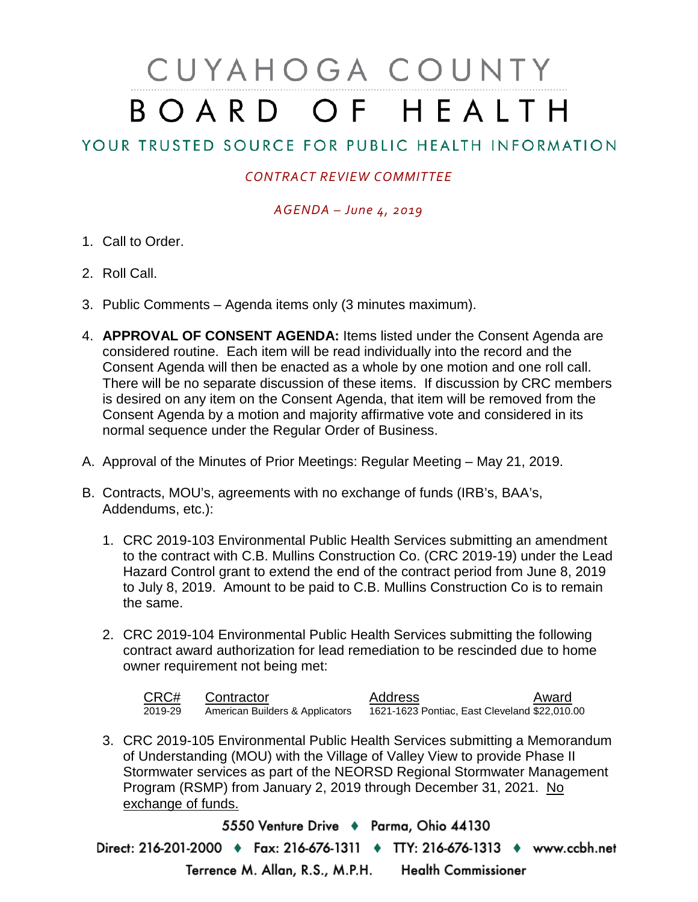# CUYAHOGA COUNTY BOARD OF HEALTH

## YOUR TRUSTED SOURCE FOR PUBLIC HEALTH INFORMATION

*CONTRACT REVIEW COMMITTEE*

*AGENDA – June 4, 2019*

1. Call to Order.
2. Roll Call.
3. Public Comments – Agenda items only (3 minutes maximum).
4. **APPROVAL OF CONSENT AGENDA:** Items listed under the Consent Agenda are considered routine. Each item will be read individually into the record and the Consent Agenda will then be enacted as a whole by one motion and one roll call. There will be no separate discussion of these items. If discussion by CRC members is desired on any item on the Consent Agenda, that item will be removed from the Consent Agenda by a motion and majority affirmative vote and considered in its normal sequence under the Regular Order of Business.

A. Approval of the Minutes of Prior Meetings: Regular Meeting – May 21, 2019.

B. Contracts, MOU's, agreements with no exchange of funds (IRB's, BAA's, Addendums, etc.):

1. CRC 2019-103 Environmental Public Health Services submitting an amendment to the contract with C.B. Mullins Construction Co. (CRC 2019-19) under the Lead Hazard Control grant to extend the end of the contract period from June 8, 2019 to July 8, 2019. Amount to be paid to C.B. Mullins Construction Co is to remain the same.

2. CRC 2019-104 Environmental Public Health Services submitting the following contract award authorization for lead remediation to be rescinded due to home owner requirement not being met:

| CRC# | Contractor | Address | Award |
|---|---|---|---|
| 2019-29 | American Builders & Applicators | 1621-1623 Pontiac, East Cleveland | $22,010.00 |

3. CRC 2019-105 Environmental Public Health Services submitting a Memorandum of Understanding (MOU) with the Village of Valley View to provide Phase II Stormwater services as part of the NEORSD Regional Stormwater Management Program (RSMP) from January 2, 2019 through December 31, 2021. <u>No exchange of funds.</u>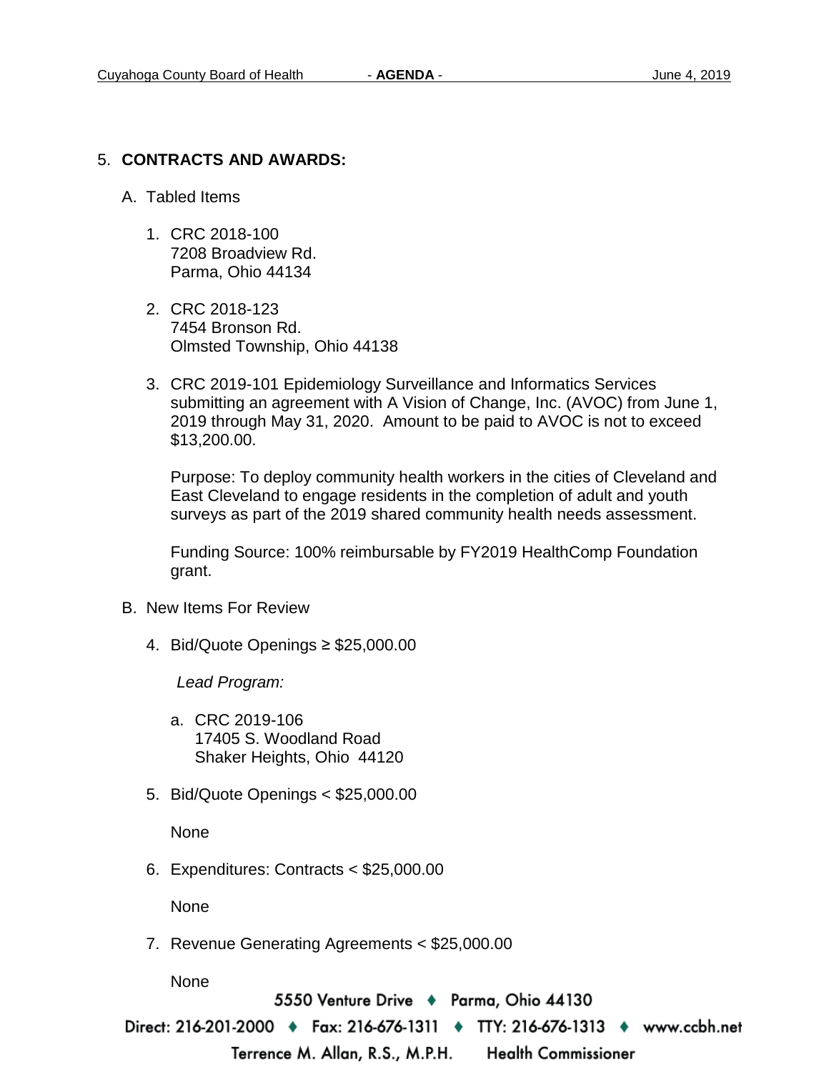## 5. **CONTRACTS AND AWARDS:**

A. Tabled Items

1. CRC 2018-100
   7208 Broadview Rd.
   Parma, Ohio 44134

2. CRC 2018-123
   7454 Bronson Rd.
   Olmsted Township, Ohio 44138

3. CRC 2019-101 Epidemiology Surveillance and Informatics Services submitting an agreement with A Vision of Change, Inc. (AVOC) from June 1, 2019 through May 31, 2020. Amount to be paid to AVOC is not to exceed $13,200.00.

   Purpose: To deploy community health workers in the cities of Cleveland and East Cleveland to engage residents in the completion of adult and youth surveys as part of the 2019 shared community health needs assessment.

   Funding Source: 100% reimbursable by FY2019 HealthComp Foundation grant.

B. New Items For Review

4. Bid/Quote Openings ≥ $25,000.00

   *Lead Program:*

   a. CRC 2019-106
      17405 S. Woodland Road
      Shaker Heights, Ohio 44120

5. Bid/Quote Openings < $25,000.00

   None

6. Expenditures: Contracts < $25,000.00

   None

7. Revenue Generating Agreements < $25,000.00

   None

5550 Venture Drive ♦ Parma, Ohio 44130

Direct: 216-201-2000 ♦ Fax: 216-676-1311 ♦ TTY: 216-676-1313 ♦ www.ccbh.net

Terrence M. Allan, R.S., M.P.H. Health Commissioner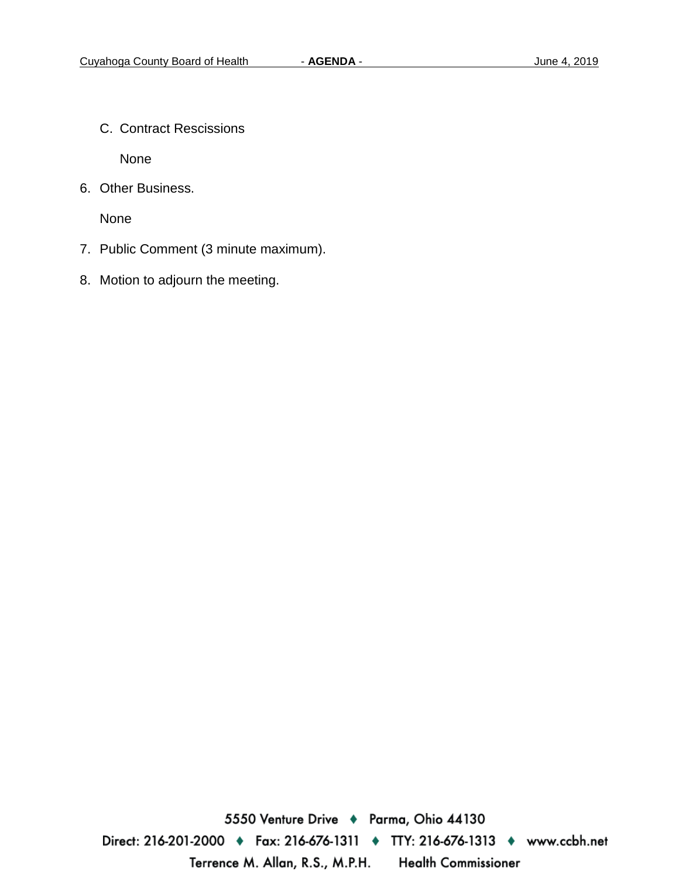C. Contract Rescissions

   None

6. Other Business.

   None

7. Public Comment (3 minute maximum).

8. Motion to adjourn the meeting.